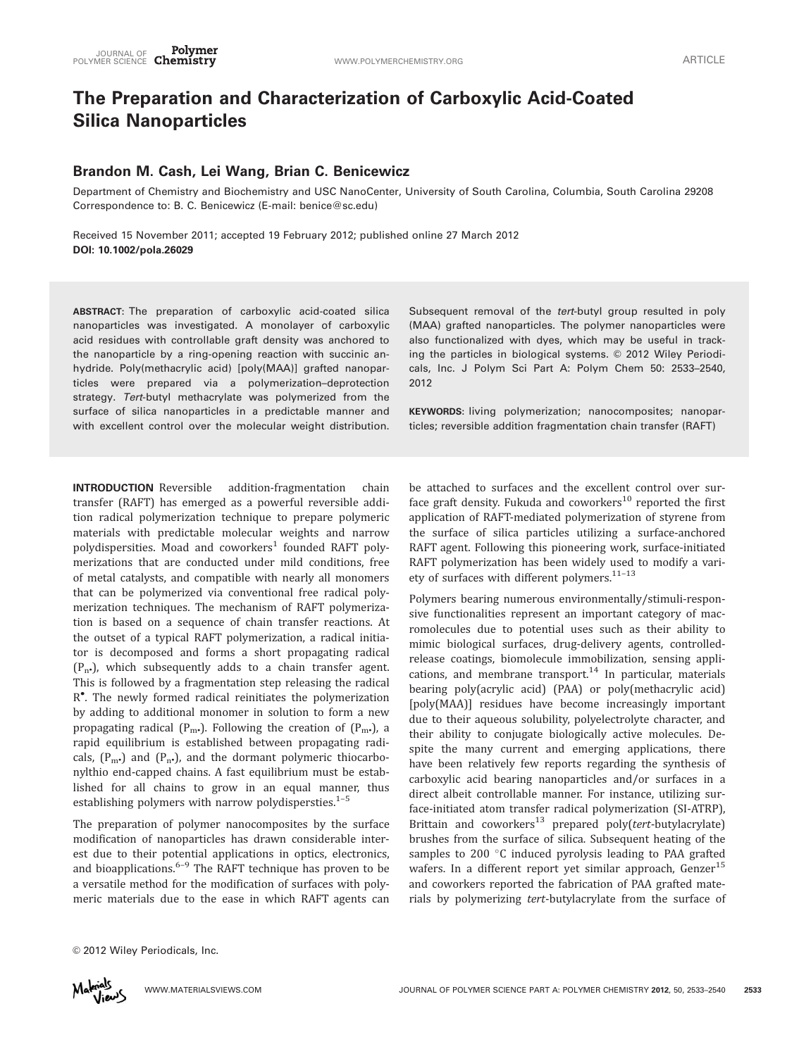# The Preparation and Characterization of Carboxylic Acid-Coated Silica Nanoparticles

**Brandon M. Cash, Lei Wang, Brian C. Benicewicz**

Department of Chemistry and Biochemistry and USC NanoCenter, University of South Carolina, Columbia, South Carolina 29208
Correspondence to: B. C. Benicewicz (E-mail: benice@sc.edu)

Received 15 November 2011; accepted 19 February 2012; published online 27 March 2012
**DOI: 10.1002/pola.26029**

**ABSTRACT:** The preparation of carboxylic acid-coated silica nanoparticles was investigated. A monolayer of carboxylic acid residues with controllable graft density was anchored to the nanoparticle by a ring-opening reaction with succinic anhydride. Poly(methacrylic acid) [poly(MAA)] grafted nanoparticles were prepared via a polymerization–deprotection strategy. *Tert*-butyl methacrylate was polymerized from the surface of silica nanoparticles in a predictable manner and with excellent control over the molecular weight distribution. Subsequent removal of the *tert*-butyl group resulted in poly (MAA) grafted nanoparticles. The polymer nanoparticles were also functionalized with dyes, which may be useful in tracking the particles in biological systems. © 2012 Wiley Periodicals, Inc. J Polym Sci Part A: Polym Chem 50: 2533–2540, 2012

**KEYWORDS**: living polymerization; nanocomposites; nanoparticles; reversible addition fragmentation chain transfer (RAFT)

**INTRODUCTION** Reversible addition-fragmentation chain transfer (RAFT) has emerged as a powerful reversible addition radical polymerization technique to prepare polymeric materials with predictable molecular weights and narrow polydispersities. Moad and coworkers[1] founded RAFT polymerizations that are conducted under mild conditions, free of metal catalysts, and compatible with nearly all monomers that can be polymerized via conventional free radical polymerization techniques. The mechanism of RAFT polymerization is based on a sequence of chain transfer reactions. At the outset of a typical RAFT polymerization, a radical initiator is decomposed and forms a short propagating radical ($P_n\bullet$), which subsequently adds to a chain transfer agent. This is followed by a fragmentation step releasing the radical $R^\bullet$. The newly formed radical reinitiates the polymerization by adding to additional monomer in solution to form a new propagating radical ($P_m\bullet$). Following the creation of ($P_m\bullet$), a rapid equilibrium is established between propagating radicals, ($P_m\bullet$) and ($P_n\bullet$), and the dormant polymeric thiocarbonylthio end-capped chains. A fast equilibrium must be established for all chains to grow in an equal manner, thus establishing polymers with narrow polydispersties.[1–5]

The preparation of polymer nanocomposites by the surface modification of nanoparticles has drawn considerable interest due to their potential applications in optics, electronics, and bioapplications.[6–9] The RAFT technique has proven to be a versatile method for the modification of surfaces with polymeric materials due to the ease in which RAFT agents can be attached to surfaces and the excellent control over surface graft density. Fukuda and coworkers[10] reported the first application of RAFT-mediated polymerization of styrene from the surface of silica particles utilizing a surface-anchored RAFT agent. Following this pioneering work, surface-initiated RAFT polymerization has been widely used to modify a variety of surfaces with different polymers.[11–13]

Polymers bearing numerous environmentally/stimuli-responsive functionalities represent an important category of macromolecules due to potential uses such as their ability to mimic biological surfaces, drug-delivery agents, controlled-release coatings, biomolecule immobilization, sensing applications, and membrane transport.[14] In particular, materials bearing poly(acrylic acid) (PAA) or poly(methacrylic acid) [poly(MAA)] residues have become increasingly important due to their aqueous solubility, polyelectrolyte character, and their ability to conjugate biologically active molecules. Despite the many current and emerging applications, there have been relatively few reports regarding the synthesis of carboxylic acid bearing nanoparticles and/or surfaces in a direct albeit controllable manner. For instance, utilizing surface-initiated atom transfer radical polymerization (SI-ATRP), Brittain and coworkers[13] prepared poly(*tert*-butylacrylate) brushes from the surface of silica. Subsequent heating of the samples to 200 °C induced pyrolysis leading to PAA grafted wafers. In a different report yet similar approach, Genzer[15] and coworkers reported the fabrication of PAA grafted materials by polymerizing *tert*-butylacrylate from the surface of

© 2012 Wiley Periodicals, Inc.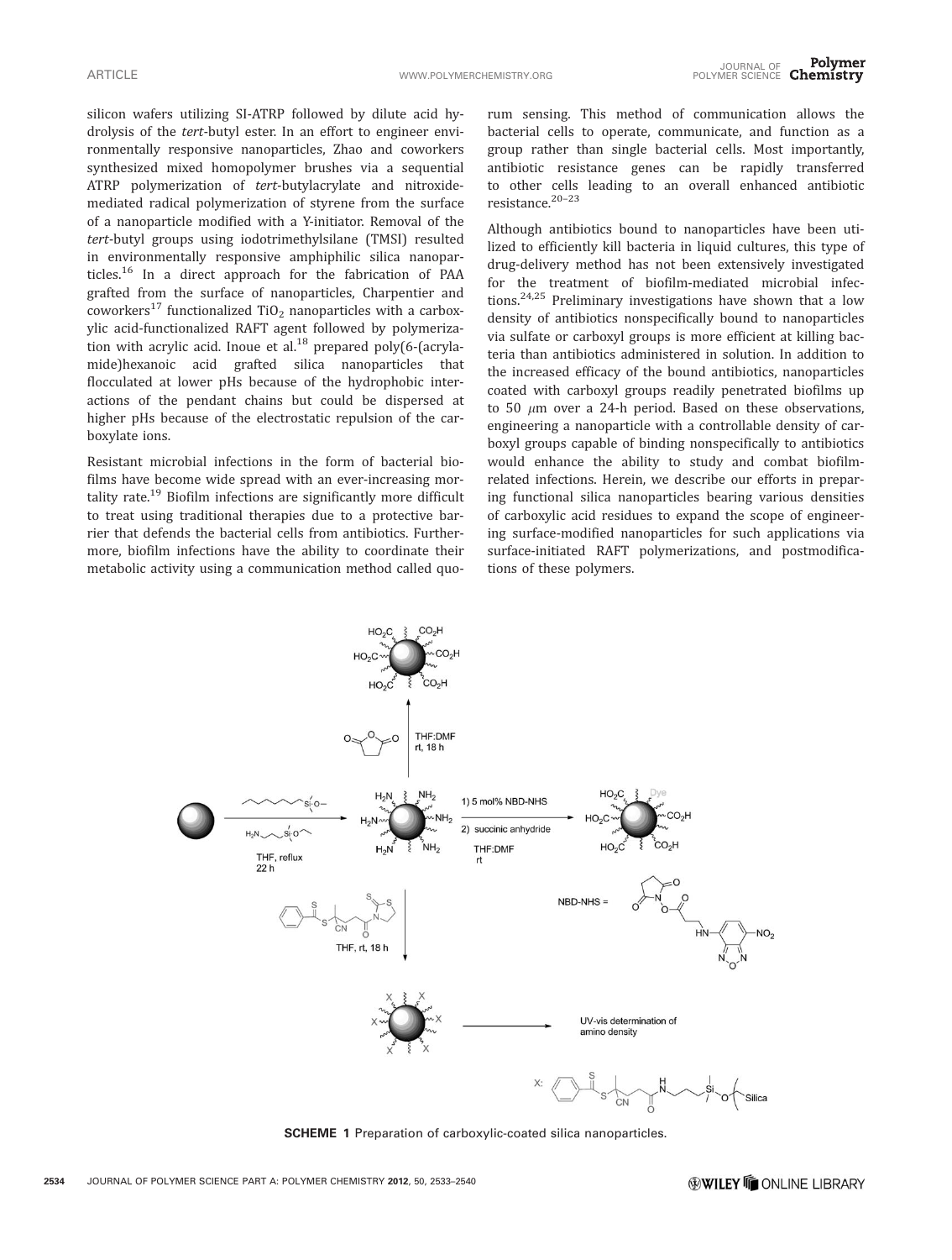silicon wafers utilizing SI-ATRP followed by dilute acid hydrolysis of the *tert*-butyl ester. In an effort to engineer environmentally responsive nanoparticles, Zhao and coworkers synthesized mixed homopolymer brushes via a sequential ATRP polymerization of *tert*-butylacrylate and nitroxide-mediated radical polymerization of styrene from the surface of a nanoparticle modified with a Y-initiator. Removal of the *tert*-butyl groups using iodotrimethylsilane (TMSI) resulted in environmentally responsive amphiphilic silica nanoparticles.[16] In a direct approach for the fabrication of PAA grafted from the surface of nanoparticles, Charpentier and coworkers[17] functionalized $TiO_2$ nanoparticles with a carboxylic acid-functionalized RAFT agent followed by polymerization with acrylic acid. Inoue et al.[18] prepared poly(6-(acrylamide)hexanoic acid grafted silica nanoparticles that flocculated at lower pHs because of the hydrophobic interactions of the pendant chains but could be dispersed at higher pHs because of the electrostatic repulsion of the carboxylate ions.

Resistant microbial infections in the form of bacterial biofilms have become wide spread with an ever-increasing mortality rate.[19] Biofilm infections are significantly more difficult to treat using traditional therapies due to a protective barrier that defends the bacterial cells from antibiotics. Furthermore, biofilm infections have the ability to coordinate their metabolic activity using a communication method called quorum sensing. This method of communication allows the bacterial cells to operate, communicate, and function as a group rather than single bacterial cells. Most importantly, antibiotic resistance genes can be rapidly transferred to other cells leading to an overall enhanced antibiotic resistance.[20–23]

Although antibiotics bound to nanoparticles have been utilized to efficiently kill bacteria in liquid cultures, this type of drug-delivery method has not been extensively investigated for the treatment of biofilm-mediated microbial infections.[24,25] Preliminary investigations have shown that a low density of antibiotics nonspecifically bound to nanoparticles via sulfate or carboxyl groups is more efficient at killing bacteria than antibiotics administered in solution. In addition to the increased efficacy of the bound antibiotics, nanoparticles coated with carboxyl groups readily penetrated biofilms up to 50 $\mu$m over a 24-h period. Based on these observations, engineering a nanoparticle with a controllable density of carboxyl groups capable of binding nonspecifically to antibiotics would enhance the ability to study and combat biofilm-related infections. Herein, we describe our efforts in preparing functional silica nanoparticles bearing various densities of carboxylic acid residues to expand the scope of engineering surface-modified nanoparticles for such applications via surface-initiated RAFT polymerizations, and postmodifications of these polymers.

**SCHEME 1** Preparation of carboxylic-coated silica nanoparticles.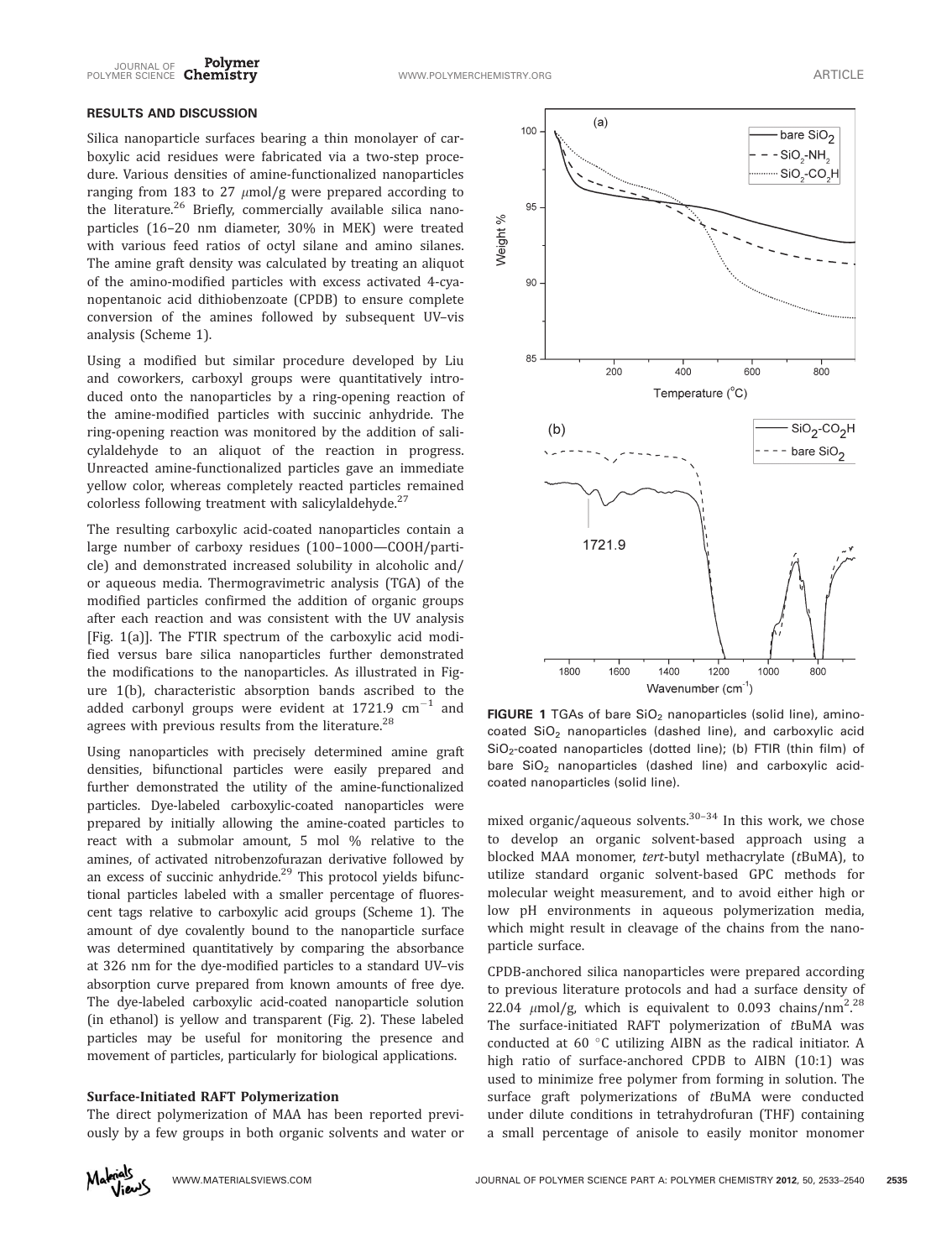## RESULTS AND DISCUSSION

Silica nanoparticle surfaces bearing a thin monolayer of carboxylic acid residues were fabricated via a two-step procedure. Various densities of amine-functionalized nanoparticles ranging from 183 to 27 $\mu$mol/g were prepared according to the literature.[26] Briefly, commercially available silica nanoparticles (16–20 nm diameter, 30% in MEK) were treated with various feed ratios of octyl silane and amino silanes. The amine graft density was calculated by treating an aliquot of the amino-modified particles with excess activated 4-cyanopentanoic acid dithiobenzoate (CPDB) to ensure complete conversion of the amines followed by subsequent UV–vis analysis (Scheme 1).

Using a modified but similar procedure developed by Liu and coworkers, carboxyl groups were quantitatively introduced onto the nanoparticles by a ring-opening reaction of the amine-modified particles with succinic anhydride. The ring-opening reaction was monitored by the addition of salicylaldehyde to an aliquot of the reaction in progress. Unreacted amine-functionalized particles gave an immediate yellow color, whereas completely reacted particles remained colorless following treatment with salicylaldehyde.[27]

The resulting carboxylic acid-coated nanoparticles contain a large number of carboxy residues (100–1000—COOH/particle) and demonstrated increased solubility in alcoholic and/or aqueous media. Thermogravimetric analysis (TGA) of the modified particles confirmed the addition of organic groups after each reaction and was consistent with the UV analysis [Fig. 1(a)]. The FTIR spectrum of the carboxylic acid modified versus bare silica nanoparticles further demonstrated the modifications to the nanoparticles. As illustrated in Figure 1(b), characteristic absorption bands ascribed to the added carbonyl groups were evident at 1721.9 $cm^{-1}$ and agrees with previous results from the literature.[28]

Using nanoparticles with precisely determined amine graft densities, bifunctional particles were easily prepared and further demonstrated the utility of the amine-functionalized particles. Dye-labeled carboxylic-coated nanoparticles were prepared by initially allowing the amine-coated particles to react with a submolar amount, 5 mol % relative to the amines, of activated nitrobenzofurazan derivative followed by an excess of succinic anhydride.[29] This protocol yields bifunctional particles labeled with a smaller percentage of fluorescent tags relative to carboxylic acid groups (Scheme 1). The amount of dye covalently bound to the nanoparticle surface was determined quantitatively by comparing the absorbance at 326 nm for the dye-modified particles to a standard UV–vis absorption curve prepared from known amounts of free dye. The dye-labeled carboxylic acid-coated nanoparticle solution (in ethanol) is yellow and transparent (Fig. 2). These labeled particles may be useful for monitoring the presence and movement of particles, particularly for biological applications.

### Surface-Initiated RAFT Polymerization

The direct polymerization of MAA has been reported previously by a few groups in both organic solvents and water or mixed organic/aqueous solvents.[30–34] In this work, we chose to develop an organic solvent-based approach using a blocked MAA monomer, *tert*-butyl methacrylate (*t*BuMA), to utilize standard organic solvent-based GPC methods for molecular weight measurement, and to avoid either high or low pH environments in aqueous polymerization media, which might result in cleavage of the chains from the nanoparticle surface.

CPDB-anchored silica nanoparticles were prepared according to previous literature protocols and had a surface density of 22.04 $\mu$mol/g, which is equivalent to 0.093 chains/$nm^2$.[28] The surface-initiated RAFT polymerization of *t*BuMA was conducted at 60 °C utilizing AIBN as the radical initiator. A high ratio of surface-anchored CPDB to AIBN (10:1) was used to minimize free polymer from forming in solution. The surface graft polymerizations of *t*BuMA were conducted under dilute conditions in tetrahydrofuran (THF) containing a small percentage of anisole to easily monitor monomer

**FIGURE 1** TGAs of bare $SiO_2$ nanoparticles (solid line), amino-coated $SiO_2$ nanoparticles (dashed line), and carboxylic acid $SiO_2$-coated nanoparticles (dotted line); (b) FTIR (thin film) of bare $SiO_2$ nanoparticles (dashed line) and carboxylic acid-coated nanoparticles (solid line).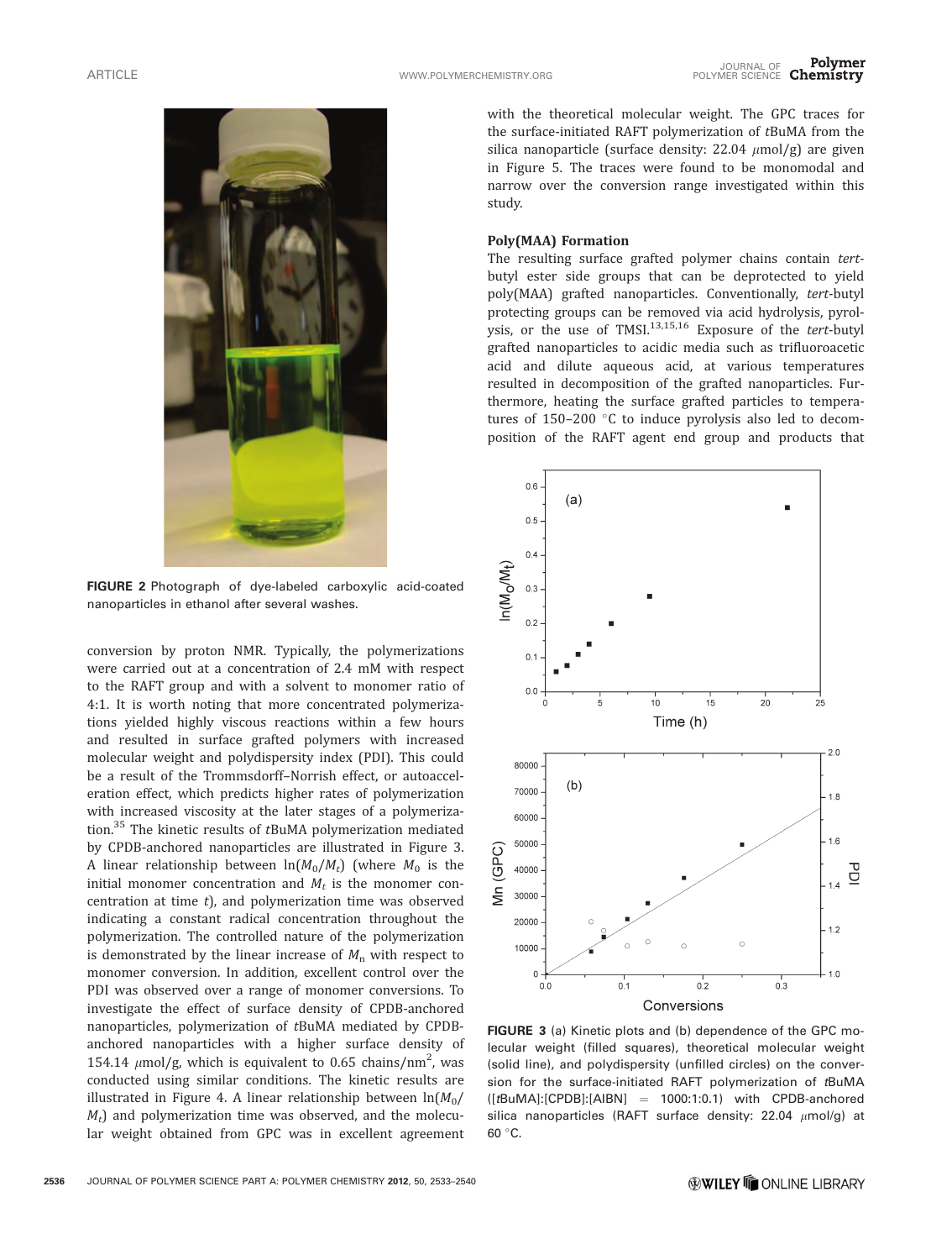FIGURE 2 Photograph of dye-labeled carboxylic acid-coated nanoparticles in ethanol after several washes.

conversion by proton NMR. Typically, the polymerizations were carried out at a concentration of 2.4 mM with respect to the RAFT group and with a solvent to monomer ratio of 4:1. It is worth noting that more concentrated polymerizations yielded highly viscous reactions within a few hours and resulted in surface grafted polymers with increased molecular weight and polydispersity index (PDI). This could be a result of the Trommsdorff–Norrish effect, or autoacceleration effect, which predicts higher rates of polymerization with increased viscosity at the later stages of a polymerization.[35] The kinetic results of *t*BuMA polymerization mediated by CPDB-anchored nanoparticles are illustrated in Figure 3. A linear relationship between $\ln(M_0/M_t)$ (where $M_0$ is the initial monomer concentration and $M_t$ is the monomer concentration at time $t$), and polymerization time was observed indicating a constant radical concentration throughout the polymerization. The controlled nature of the polymerization is demonstrated by the linear increase of $M_n$ with respect to monomer conversion. In addition, excellent control over the PDI was observed over a range of monomer conversions. To investigate the effect of surface density of CPDB-anchored nanoparticles, polymerization of *t*BuMA mediated by CPDB-anchored nanoparticles with a higher surface density of 154.14 $\mu$mol/g, which is equivalent to 0.65 chains/nm$^2$, was conducted using similar conditions. The kinetic results are illustrated in Figure 4. A linear relationship between $\ln(M_0/M_t)$ and polymerization time was observed, and the molecular weight obtained from GPC was in excellent agreement with the theoretical molecular weight. The GPC traces for the surface-initiated RAFT polymerization of *t*BuMA from the silica nanoparticle (surface density: 22.04 $\mu$mol/g) are given in Figure 5. The traces were found to be monomodal and narrow over the conversion range investigated within this study.

### Poly(MAA) Formation

The resulting surface grafted polymer chains contain *tert*-butyl ester side groups that can be deprotected to yield poly(MAA) grafted nanoparticles. Conventionally, *tert*-butyl protecting groups can be removed via acid hydrolysis, pyrolysis, or the use of TMSI.[13,15,16] Exposure of the *tert*-butyl grafted nanoparticles to acidic media such as trifluoroacetic acid and dilute aqueous acid, at various temperatures resulted in decomposition of the grafted nanoparticles. Furthermore, heating the surface grafted particles to temperatures of 150–200 °C to induce pyrolysis also led to decomposition of the RAFT agent end group and products that

FIGURE 3 (a) Kinetic plots and (b) dependence of the GPC molecular weight (filled squares), theoretical molecular weight (solid line), and polydispersity (unfilled circles) on the conversion for the surface-initiated RAFT polymerization of *t*BuMA ([*t*BuMA]:[CPDB]:[AIBN] = 1000:1:0.1) with CPDB-anchored silica nanoparticles (RAFT surface density: 22.04 $\mu$mol/g) at 60 °C.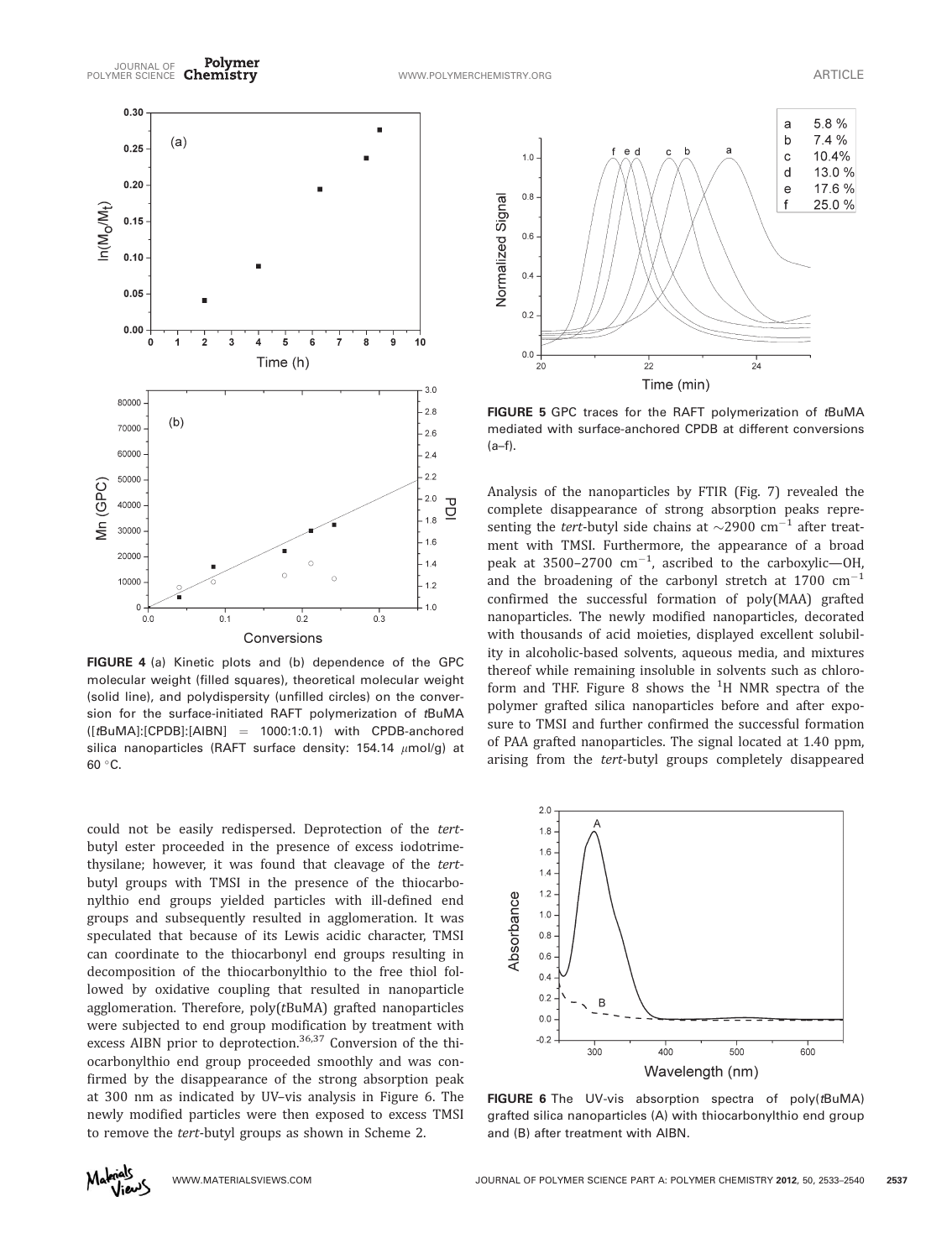FIGURE 4 (a) Kinetic plots and (b) dependence of the GPC molecular weight (filled squares), theoretical molecular weight (solid line), and polydispersity (unfilled circles) on the conversion for the surface-initiated RAFT polymerization of *t*BuMA ([*t*BuMA]:[CPDB]:[AIBN] = 1000:1:0.1) with CPDB-anchored silica nanoparticles (RAFT surface density: 154.14 μmol/g) at 60 °C.

could not be easily redispersed. Deprotection of the *tert*-butyl ester proceeded in the presence of excess iodotrimethylsilane; however, it was found that cleavage of the *tert*-butyl groups with TMSI in the presence of the thiocarbonylthio end groups yielded particles with ill-defined end groups and subsequently resulted in agglomeration. It was speculated that because of its Lewis acidic character, TMSI can coordinate to the thiocarbonyl end groups resulting in decomposition of the thiocarbonylthio to the free thiol followed by oxidative coupling that resulted in nanoparticle agglomeration. Therefore, poly(*t*BuMA) grafted nanoparticles were subjected to end group modification by treatment with excess AIBN prior to deprotection.[36,37] Conversion of the thiocarbonylthio end group proceeded smoothly and was confirmed by the disappearance of the strong absorption peak at 300 nm as indicated by UV–vis analysis in Figure 6. The newly modified particles were then exposed to excess TMSI to remove the *tert*-butyl groups as shown in Scheme 2.

FIGURE 5 GPC traces for the RAFT polymerization of *t*BuMA mediated with surface-anchored CPDB at different conversions (a–f).

Analysis of the nanoparticles by FTIR (Fig. 7) revealed the complete disappearance of strong absorption peaks representing the *tert*-butyl side chains at ∼2900 $cm^{-1}$ after treatment with TMSI. Furthermore, the appearance of a broad peak at 3500–2700 $cm^{-1}$, ascribed to the carboxylic—OH, and the broadening of the carbonyl stretch at 1700 $cm^{-1}$ confirmed the successful formation of poly(MAA) grafted nanoparticles. The newly modified nanoparticles, decorated with thousands of acid moieties, displayed excellent solubility in alcoholic-based solvents, aqueous media, and mixtures thereof while remaining insoluble in solvents such as chloroform and THF. Figure 8 shows the $^{1}$H NMR spectra of the polymer grafted silica nanoparticles before and after exposure to TMSI and further confirmed the successful formation of PAA grafted nanoparticles. The signal located at 1.40 ppm, arising from the *tert*-butyl groups completely disappeared

FIGURE 6 The UV-vis absorption spectra of poly(*t*BuMA) grafted silica nanoparticles (A) with thiocarbonylthio end group and (B) after treatment with AIBN.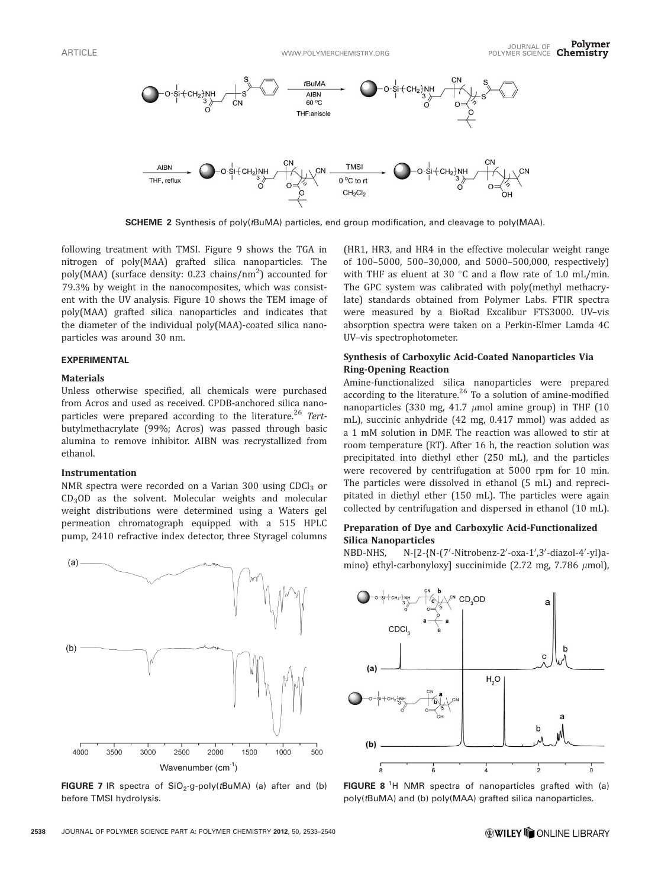**SCHEME 2** Synthesis of poly(*t*BuMA) particles, end group modification, and cleavage to poly(MAA).

following treatment with TMSI. Figure 9 shows the TGA in nitrogen of poly(MAA) grafted silica nanoparticles. The poly(MAA) (surface density: 0.23 chains/nm$^2$) accounted for 79.3% by weight in the nanocomposites, which was consistent with the UV analysis. Figure 10 shows the TEM image of poly(MAA) grafted silica nanoparticles and indicates that the diameter of the individual poly(MAA)-coated silica nanoparticles was around 30 nm.

## EXPERIMENTAL

### Materials

Unless otherwise specified, all chemicals were purchased from Acros and used as received. CPDB-anchored silica nanoparticles were prepared according to the literature.[26] *Tert*-butylmethacrylate (99%; Acros) was passed through basic alumina to remove inhibitor. AIBN was recrystallized from ethanol.

### Instrumentation

NMR spectra were recorded on a Varian 300 using $CDCl_3$ or $CD_3OD$ as the solvent. Molecular weights and molecular weight distributions were determined using a Waters gel permeation chromatograph equipped with a 515 HPLC pump, 2410 refractive index detector, three Styragel columns (HR1, HR3, and HR4 in the effective molecular weight range of 100–5000, 500–30,000, and 5000–500,000, respectively) with THF as eluent at 30 °C and a flow rate of 1.0 mL/min. The GPC system was calibrated with poly(methyl methacrylate) standards obtained from Polymer Labs. FTIR spectra were measured by a BioRad Excalibur FTS3000. UV–vis absorption spectra were taken on a Perkin-Elmer Lamda 4C UV–vis spectrophotometer.

**FIGURE 7** IR spectra of $SiO_2$-g-poly(*t*BuMA) (a) after and (b) before TMSI hydrolysis.

### Synthesis of Carboxylic Acid-Coated Nanoparticles Via Ring-Opening Reaction

Amine-functionalized silica nanoparticles were prepared according to the literature.[26] To a solution of amine-modified nanoparticles (330 mg, 41.7 $\mu$mol amine group) in THF (10 mL), succinic anhydride (42 mg, 0.417 mmol) was added as a 1 mM solution in DMF. The reaction was allowed to stir at room temperature (RT). After 16 h, the reaction solution was precipitated into diethyl ether (250 mL), and the particles were recovered by centrifugation at 5000 rpm for 10 min. The particles were dissolved in ethanol (5 mL) and reprecipitated in diethyl ether (150 mL). The particles were again collected by centrifugation and dispersed in ethanol (10 mL).

### Preparation of Dye and Carboxylic Acid-Functionalized Silica Nanoparticles

NBD-NHS, N-[2-{N-(7′-Nitrobenz-2′-oxa-1′,3′-diazol-4′-yl)amino} ethyl-carbonyloxy] succinimide (2.72 mg, 7.786 $\mu$mol),

**FIGURE 8** $^1$H NMR spectra of nanoparticles grafted with (a) poly(*t*BuMA) and (b) poly(MAA) grafted silica nanoparticles.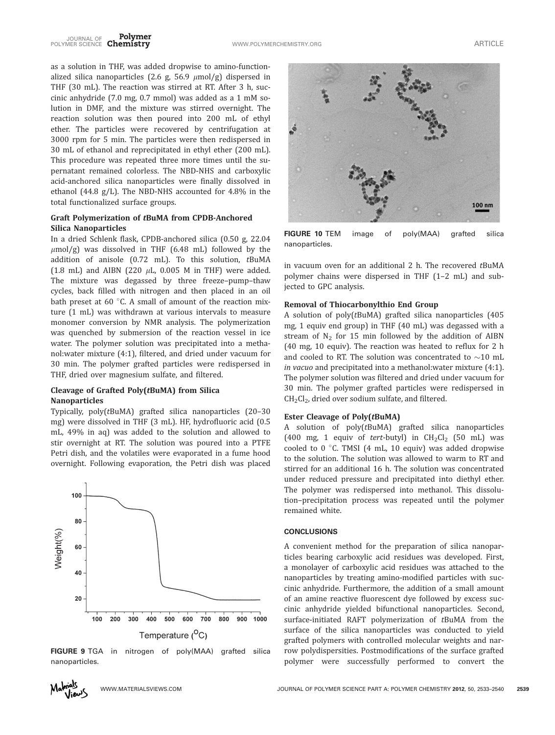as a solution in THF, was added dropwise to amino-functionalized silica nanoparticles (2.6 g, 56.9 $\mu$mol/g) dispersed in THF (30 mL). The reaction was stirred at RT. After 3 h, succinic anhydride (7.0 mg, 0.7 mmol) was added as a 1 mM solution in DMF, and the mixture was stirred overnight. The reaction solution was then poured into 200 mL of ethyl ether. The particles were recovered by centrifugation at 3000 rpm for 5 min. The particles were then redispersed in 30 mL of ethanol and reprecipitated in ethyl ether (200 mL). This procedure was repeated three more times until the supernatant remained colorless. The NBD-NHS and carboxylic acid-anchored silica nanoparticles were finally dissolved in ethanol (44.8 g/L). The NBD-NHS accounted for 4.8% in the total functionalized surface groups.

### Graft Polymerization of *t*BuMA from CPDB-Anchored Silica Nanoparticles

In a dried Schlenk flask, CPDB-anchored silica (0.50 g, 22.04 $\mu$mol/g) was dissolved in THF (6.48 mL) followed by the addition of anisole (0.72 mL). To this solution, *t*BuMA (1.8 mL) and AIBN (220 $\mu$L, 0.005 M in THF) were added. The mixture was degassed by three freeze–pump–thaw cycles, back filled with nitrogen and then placed in an oil bath preset at 60 °C. A small of amount of the reaction mixture (1 mL) was withdrawn at various intervals to measure monomer conversion by NMR analysis. The polymerization was quenched by submersion of the reaction vessel in ice water. The polymer solution was precipitated into a methanol:water mixture (4:1), filtered, and dried under vacuum for 30 min. The polymer grafted particles were redispersed in THF, dried over magnesium sulfate, and filtered.

### Cleavage of Grafted Poly(*t*BuMA) from Silica Nanoparticles

Typically, poly(*t*BuMA) grafted silica nanoparticles (20–30 mg) were dissolved in THF (3 mL). HF, hydrofluoric acid (0.5 mL, 49% in aq) was added to the solution and allowed to stir overnight at RT. The solution was poured into a PTFE Petri dish, and the volatiles were evaporated in a fume hood overnight. Following evaporation, the Petri dish was placed in vacuum oven for an additional 2 h. The recovered *t*BuMA polymer chains were dispersed in THF (1–2 mL) and subjected to GPC analysis.

FIGURE 9 TGA in nitrogen of poly(MAA) grafted silica nanoparticles.

FIGURE 10 TEM image of poly(MAA) grafted silica nanoparticles.

### Removal of Thiocarbonylthio End Group

A solution of poly(*t*BuMA) grafted silica nanoparticles (405 mg, 1 equiv end group) in THF (40 mL) was degassed with a stream of $N_2$ for 15 min followed by the addition of AIBN (40 mg, 10 equiv). The reaction was heated to reflux for 2 h and cooled to RT. The solution was concentrated to ~10 mL *in vacuo* and precipitated into a methanol:water mixture (4:1). The polymer solution was filtered and dried under vacuum for 30 min. The polymer grafted particles were redispersed in $CH_2Cl_2$, dried over sodium sulfate, and filtered.

### Ester Cleavage of Poly(*t*BuMA)

A solution of poly(*t*BuMA) grafted silica nanoparticles (400 mg, 1 equiv of *tert*-butyl) in $CH_2Cl_2$ (50 mL) was cooled to 0 °C. TMSI (4 mL, 10 equiv) was added dropwise to the solution. The solution was allowed to warm to RT and stirred for an additional 16 h. The solution was concentrated under reduced pressure and precipitated into diethyl ether. The polymer was redispersed into methanol. This dissolution–precipitation process was repeated until the polymer remained white.

## CONCLUSIONS

A convenient method for the preparation of silica nanoparticles bearing carboxylic acid residues was developed. First, a monolayer of carboxylic acid residues was attached to the nanoparticles by treating amino-modified particles with succinic anhydride. Furthermore, the addition of a small amount of an amine reactive fluorescent dye followed by excess succinic anhydride yielded bifunctional nanoparticles. Second, surface-initiated RAFT polymerization of *t*BuMA from the surface of the silica nanoparticles was conducted to yield grafted polymers with controlled molecular weights and narrow polydispersities. Postmodifications of the surface grafted polymer were successfully performed to convert the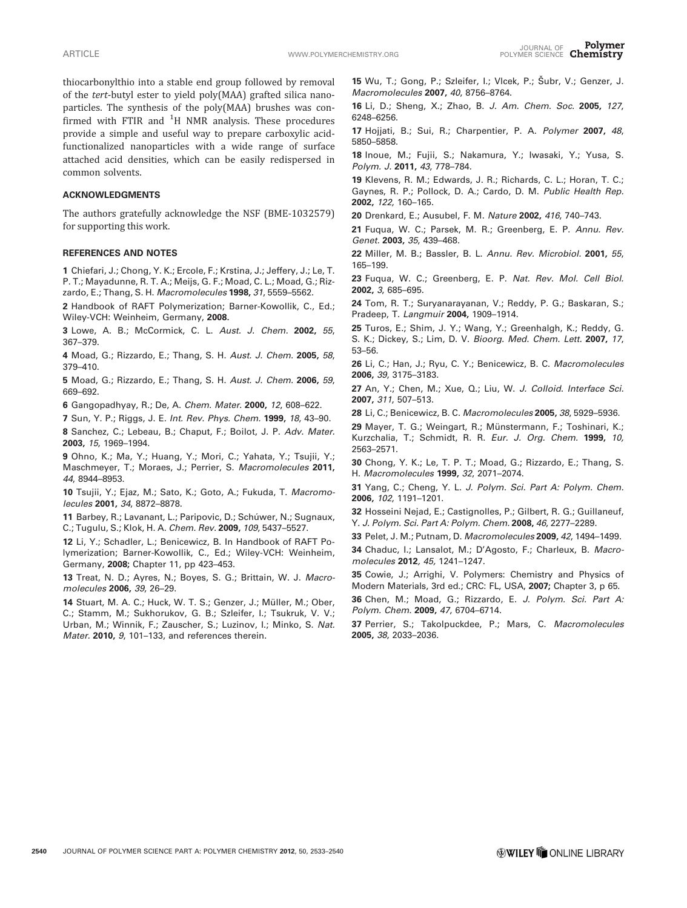thiocarbonylthio into a stable end group followed by removal of the *tert*-butyl ester to yield poly(MAA) grafted silica nanoparticles. The synthesis of the poly(MAA) brushes was confirmed with FTIR and $^1$H NMR analysis. These procedures provide a simple and useful way to prepare carboxylic acid-functionalized nanoparticles with a wide range of surface attached acid densities, which can be easily redispersed in common solvents.

## ACKNOWLEDGMENTS

The authors gratefully acknowledge the NSF (BME-1032579) for supporting this work.

## REFERENCES AND NOTES

**1** Chiefari, J.; Chong, Y. K.; Ercole, F.; Krstina, J.; Jeffery, J.; Le, T. P. T.; Mayadunne, R. T. A.; Meijs, G. F.; Moad, C. L.; Moad, G.; Rizzardo, E.; Thang, S. H. *Macromolecules* **1998,** *31*, 5559–5562.

**2** Handbook of RAFT Polymerization; Barner-Kowollik, C., Ed.; Wiley-VCH: Weinheim, Germany, **2008.**

**3** Lowe, A. B.; McCormick, C. L. *Aust. J. Chem.* **2002,** *55*, 367–379.

**4** Moad, G.; Rizzardo, E.; Thang, S. H. *Aust. J. Chem.* **2005,** *58*, 379–410.

**5** Moad, G.; Rizzardo, E.; Thang, S. H. *Aust. J. Chem.* **2006,** *59*, 669–692.

**6** Gangopadhyay, R.; De, A. *Chem. Mater.* **2000,** *12*, 608–622.

**7** Sun, Y. P.; Riggs, J. E. *Int. Rev. Phys. Chem.* **1999,** *18*, 43–90.

**8** Sanchez, C.; Lebeau, B.; Chaput, F.; Boilot, J. P. *Adv. Mater.* **2003,** *15*, 1969–1994.

**9** Ohno, K.; Ma, Y.; Huang, Y.; Mori, C.; Yahata, Y.; Tsujii, Y.; Maschmeyer, T.; Moraes, J.; Perrier, S. *Macromolecules* **2011,** *44*, 8944–8953.

**10** Tsujii, Y.; Ejaz, M.; Sato, K.; Goto, A.; Fukuda, T. *Macromolecules* **2001,** *34*, 8872–8878.

**11** Barbey, R.; Lavanant, L.; Paripovic, D.; Schúwer, N.; Sugnaux, C.; Tugulu, S.; Klok, H. A. *Chem. Rev.* **2009,** *109*, 5437–5527.

**12** Li, Y.; Schadler, L.; Benicewicz, B. In Handbook of RAFT Polymerization; Barner-Kowollik, C., Ed.; Wiley-VCH: Weinheim, Germany, **2008;** Chapter 11, pp 423–453.

**13** Treat, N. D.; Ayres, N.; Boyes, S. G.; Brittain, W. J. *Macromolecules* **2006,** *39*, 26–29.

**14** Stuart, M. A. C.; Huck, W. T. S.; Genzer, J.; Müller, M.; Ober, C.; Stamm, M.; Sukhorukov, G. B.; Szleifer, I.; Tsukruk, V. V.; Urban, M.; Winnik, F.; Zauscher, S.; Luzinov, I.; Minko, S. *Nat. Mater.* **2010,** *9*, 101–133, and references therein.

**15** Wu, T.; Gong, P.; Szleifer, I.; Vlcek, P.; Šubr, V.; Genzer, J. *Macromolecules* **2007,** *40*, 8756–8764.

**16** Li, D.; Sheng, X.; Zhao, B. *J. Am. Chem. Soc.* **2005,** *127*, 6248–6256.

**17** Hojjati, B.; Sui, R.; Charpentier, P. A. *Polymer* **2007,** *48*, 5850–5858.

**18** Inoue, M.; Fujii, S.; Nakamura, Y.; Iwasaki, Y.; Yusa, S. *Polym. J.* **2011,** *43*, 778–784.

**19** Klevens, R. M.; Edwards, J. R.; Richards, C. L.; Horan, T. C.; Gaynes, R. P.; Pollock, D. A.; Cardo, D. M. *Public Health Rep.* **2002,** *122*, 160–165.

**20** Drenkard, E.; Ausubel, F. M. *Nature* **2002,** *416*, 740–743.

**21** Fuqua, W. C.; Parsek, M. R.; Greenberg, E. P. *Annu. Rev. Genet.* **2003,** *35*, 439–468.

**22** Miller, M. B.; Bassler, B. L. *Annu. Rev. Microbiol.* **2001,** *55*, 165–199.

**23** Fuqua, W. C.; Greenberg, E. P. *Nat. Rev. Mol. Cell Biol.* **2002,** *3*, 685–695.

**24** Tom, R. T.; Suryanarayanan, V.; Reddy, P. G.; Baskaran, S.; Pradeep, T. *Langmuir* **2004,** 1909–1914.

**25** Turos, E.; Shim, J. Y.; Wang, Y.; Greenhalgh, K.; Reddy, G. S. K.; Dickey, S.; Lim, D. V. *Bioorg. Med. Chem. Lett.* **2007,** *17*, 53–56.

**26** Li, C.; Han, J.; Ryu, C. Y.; Benicewicz, B. C. *Macromolecules* **2006,** *39*, 3175–3183.

**27** An, Y.; Chen, M.; Xue, Q.; Liu, W. *J. Colloid. Interface Sci.* **2007,** *311*, 507–513.

**28** Li, C.; Benicewicz, B. C. *Macromolecules* **2005,** *38*, 5929–5936.

**29** Mayer, T. G.; Weingart, R.; Münstermann, F.; Toshinari, K.; Kurzchalia, T.; Schmidt, R. R. *Eur. J. Org. Chem.* **1999,** *10,* 2563–2571.

**30** Chong, Y. K.; Le, T. P. T.; Moad, G.; Rizzardo, E.; Thang, S. H. *Macromolecules* **1999,** *32*, 2071–2074.

**31** Yang, C.; Cheng, Y. L. *J. Polym. Sci. Part A: Polym. Chem.* **2006,** *102*, 1191–1201.

**32** Hosseini Nejad, E.; Castignolles, P.; Gilbert, R. G.; Guillaneuf, Y. *J. Polym. Sci. Part A: Polym. Chem.* **2008,** *46*, 2277–2289.

**33** Pelet, J. M.; Putnam, D. *Macromolecules* **2009,** *42*, 1494–1499.

**34** Chaduc, I.; Lansalot, M.; D'Agosto, F.; Charleux, B. *Macromolecules* **2012,** *45,* 1241–1247.

**35** Cowie, J.; Arrighi, V. Polymers: Chemistry and Physics of Modern Materials, 3rd ed.; CRC: FL, USA, **2007;** Chapter 3, p 65.

**36** Chen, M.; Moad, G.; Rizzardo, E. *J. Polym. Sci. Part A: Polym. Chem.* **2009,** *47*, 6704–6714.

**37** Perrier, S.; Takolpuckdee, P.; Mars, C. *Macromolecules* **2005,** *38*, 2033–2036.